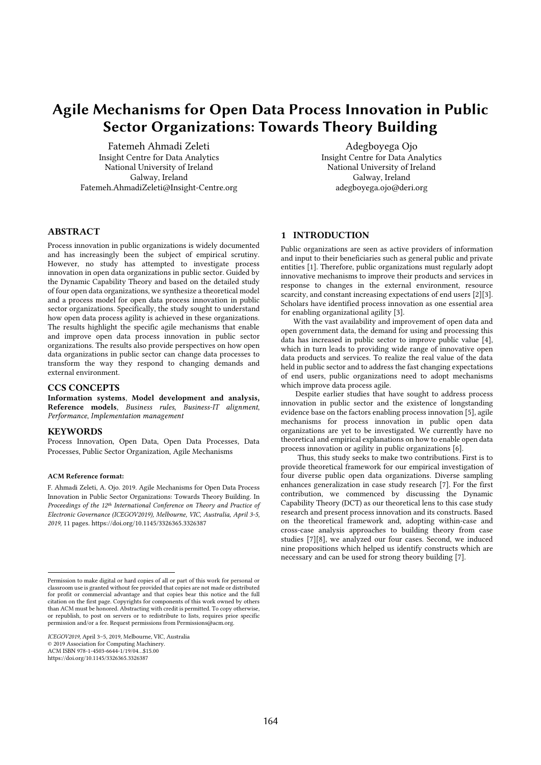# Agile Mechanisms for Open Data Process Innovation in Public Sector Organizations: Towards Theory Building

Fatemeh Ahmadi Zeleti
Insight Centre for Data Analytics
National University of Ireland
Galway, Ireland
Fatemeh.AhmadiZeleti@Insight-Centre.org

Adegboyega Ojo
Insight Centre for Data Analytics
National University of Ireland
Galway, Ireland
adegboyega.ojo@deri.org

## ABSTRACT

Process innovation in public organizations is widely documented and has increasingly been the subject of empirical scrutiny. However, no study has attempted to investigate process innovation in open data organizations in public sector. Guided by the Dynamic Capability Theory and based on the detailed study of four open data organizations, we synthesize a theoretical model and a process model for open data process innovation in public sector organizations. Specifically, the study sought to understand how open data process agility is achieved in these organizations. The results highlight the specific agile mechanisms that enable and improve open data process innovation in public sector organizations. The results also provide perspectives on how open data organizations in public sector can change data processes to transform the way they respond to changing demands and external environment.

## CCS CONCEPTS

**Information systems**, **Model development and analysis, Reference models**, *Business rules*, *Business-IT alignment*, *Performance*, *Implementation management*

## KEYWORDS

Process Innovation, Open Data, Open Data Processes, Data Processes, Public Sector Organization, Agile Mechanisms

#### ACM Reference format:

F. Ahmadi Zeleti, A. Ojo. 2019. Agile Mechanisms for Open Data Process Innovation in Public Sector Organizations: Towards Theory Building. In *Proceedings of the 12th International Conference on Theory and Practice of Electronic Governance (ICEGOV2019), Melbourne, VIC, Australia, April 3-5, 2019*, 11 pages. https://doi.org/10.1145/3326365.3326387

Permission to make digital or hard copies of all or part of this work for personal or classroom use is granted without fee provided that copies are not made or distributed for profit or commercial advantage and that copies bear this notice and the full citation on the first page. Copyrights for components of this work owned by others than ACM must be honored. Abstracting with credit is permitted. To copy otherwise, or republish, to post on servers or to redistribute to lists, requires prior specific permission and/or a fee. Request permissions from Permissions@acm.org.

*ICEGOV2019*, April 3–5, 2019, Melbourne, VIC, Australia
© 2019 Association for Computing Machinery.
ACM ISBN 978-1-4503-6644-1/19/04...$15.00
https://doi.org/10.1145/3326365.3326387

## 1 INTRODUCTION

Public organizations are seen as active providers of information and input to their beneficiaries such as general public and private entities [1]. Therefore, public organizations must regularly adopt innovative mechanisms to improve their products and services in response to changes in the external environment, resource scarcity, and constant increasing expectations of end users [2][3]. Scholars have identified process innovation as one essential area for enabling organizational agility [3].

With the vast availability and improvement of open data and open government data, the demand for using and processing this data has increased in public sector to improve public value [4], which in turn leads to providing wide range of innovative open data products and services. To realize the real value of the data held in public sector and to address the fast changing expectations of end users, public organizations need to adopt mechanisms which improve data process agile.

Despite earlier studies that have sought to address process innovation in public sector and the existence of longstanding evidence base on the factors enabling process innovation [5], agile mechanisms for process innovation in public open data organizations are yet to be investigated. We currently have no theoretical and empirical explanations on how to enable open data process innovation or agility in public organizations [6].

Thus, this study seeks to make two contributions. First is to provide theoretical framework for our empirical investigation of four diverse public open data organizations. Diverse sampling enhances generalization in case study research [7]. For the first contribution, we commenced by discussing the Dynamic Capability Theory (DCT) as our theoretical lens to this case study research and present process innovation and its constructs. Based on the theoretical framework and, adopting within-case and cross-case analysis approaches to building theory from case studies [7][8], we analyzed our four cases. Second, we induced nine propositions which helped us identify constructs which are necessary and can be used for strong theory building [7].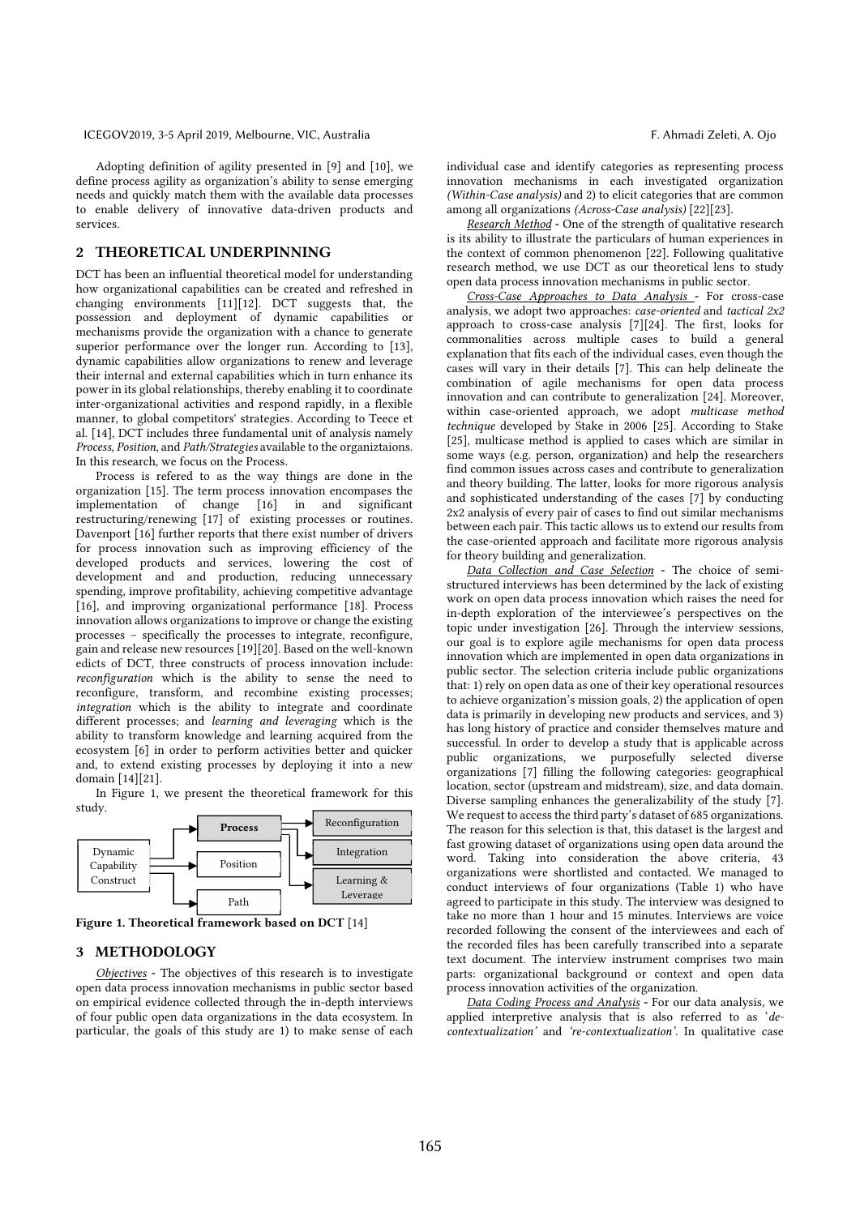Adopting definition of agility presented in [9] and [10], we define process agility as organization's ability to sense emerging needs and quickly match them with the available data processes to enable delivery of innovative data-driven products and services.

## 2 THEORETICAL UNDERPINNING

DCT has been an influential theoretical model for understanding how organizational capabilities can be created and refreshed in changing environments [11][12]. DCT suggests that, the possession and deployment of dynamic capabilities or mechanisms provide the organization with a chance to generate superior performance over the longer run. According to [13], dynamic capabilities allow organizations to renew and leverage their internal and external capabilities which in turn enhance its power in its global relationships, thereby enabling it to coordinate inter-organizational activities and respond rapidly, in a flexible manner, to global competitors' strategies. According to Teece et al. [14], DCT includes three fundamental unit of analysis namely *Process*, *Position*, and *Path/Strategies* available to the organiztaions. In this research, we focus on the Process.

Process is refered to as the way things are done in the organization [15]. The term process innovation encompases the implementation of change [16] in and significant restructuring/renewing [17] of existing processes or routines. Davenport [16] further reports that there exist number of drivers for process innovation such as improving efficiency of the developed products and services, lowering the cost of development and and production, reducing unnecessary spending, improve profitability, achieving competitive advantage [16], and improving organizational performance [18]. Process innovation allows organizations to improve or change the existing processes – specifically the processes to integrate, reconfigure, gain and release new resources [19][20]. Based on the well-known edicts of DCT, three constructs of process innovation include: *reconfiguration* which is the ability to sense the need to reconfigure, transform, and recombine existing processes; *integration* which is the ability to integrate and coordinate different processes; and *learning and leveraging* which is the ability to transform knowledge and learning acquired from the ecosystem [6] in order to perform activities better and quicker and, to extend existing processes by deploying it into a new domain [14][21].

In Figure 1, we present the theoretical framework for this study.

Dynamic Capability Construct → Process (→ Reconfiguration, Integration, Learning & Leverage), Position, Path

**Figure 1. Theoretical framework based on DCT** [14]

## 3 METHODOLOGY

<u>*Objectives*</u> - The objectives of this research is to investigate open data process innovation mechanisms in public sector based on empirical evidence collected through the in-depth interviews of four public open data organizations in the data ecosystem. In particular, the goals of this study are 1) to make sense of each individual case and identify categories as representing process innovation mechanisms in each investigated organization *(Within-Case analysis)* and 2) to elicit categories that are common among all organizations *(Across-Case analysis)* [22][23].

<u>*Research Method*</u> - One of the strength of qualitative research is its ability to illustrate the particulars of human experiences in the context of common phenomenon [22]. Following qualitative research method, we use DCT as our theoretical lens to study open data process innovation mechanisms in public sector.

<u>*Cross-Case Approaches to Data Analysis*</u> - For cross-case analysis, we adopt two approaches: *case-oriented* and *tactical 2x2* approach to cross-case analysis [7][24]. The first, looks for commonalities across multiple cases to build a general explanation that fits each of the individual cases, even though the cases will vary in their details [7]. This can help delineate the combination of agile mechanisms for open data process innovation and can contribute to generalization [24]. Moreover, within case-oriented approach, we adopt *multicase method technique* developed by Stake in 2006 [25]. According to Stake [25], multicase method is applied to cases which are similar in some ways (e.g. person, organization) and help the researchers find common issues across cases and contribute to generalization and theory building. The latter, looks for more rigorous analysis and sophisticated understanding of the cases [7] by conducting 2x2 analysis of every pair of cases to find out similar mechanisms between each pair. This tactic allows us to extend our results from the case-oriented approach and facilitate more rigorous analysis for theory building and generalization.

<u>*Data Collection and Case Selection*</u> - The choice of semi-structured interviews has been determined by the lack of existing work on open data process innovation which raises the need for in-depth exploration of the interviewee's perspectives on the topic under investigation [26]. Through the interview sessions, our goal is to explore agile mechanisms for open data process innovation which are implemented in open data organizations in public sector. The selection criteria include public organizations that: 1) rely on open data as one of their key operational resources to achieve organization's mission goals, 2) the application of open data is primarily in developing new products and services, and 3) has long history of practice and consider themselves mature and successful. In order to develop a study that is applicable across public organizations, we purposefully selected diverse organizations [7] filling the following categories: geographical location, sector (upstream and midstream), size, and data domain. Diverse sampling enhances the generalizability of the study [7]. We request to access the third party's dataset of 685 organizations. The reason for this selection is that, this dataset is the largest and fast growing dataset of organizations using open data around the word. Taking into consideration the above criteria, 43 organizations were shortlisted and contacted. We managed to conduct interviews of four organizations (Table 1) who have agreed to participate in this study. The interview was designed to take no more than 1 hour and 15 minutes. Interviews are voice recorded following the consent of the interviewees and each of the recorded files has been carefully transcribed into a separate text document. The interview instrument comprises two main parts: organizational background or context and open data process innovation activities of the organization.

<u>*Data Coding Process and Analysis*</u> - For our data analysis, we applied interpretive analysis that is also referred to as '*de-contextualization*' and '*re-contextualization*'. In qualitative case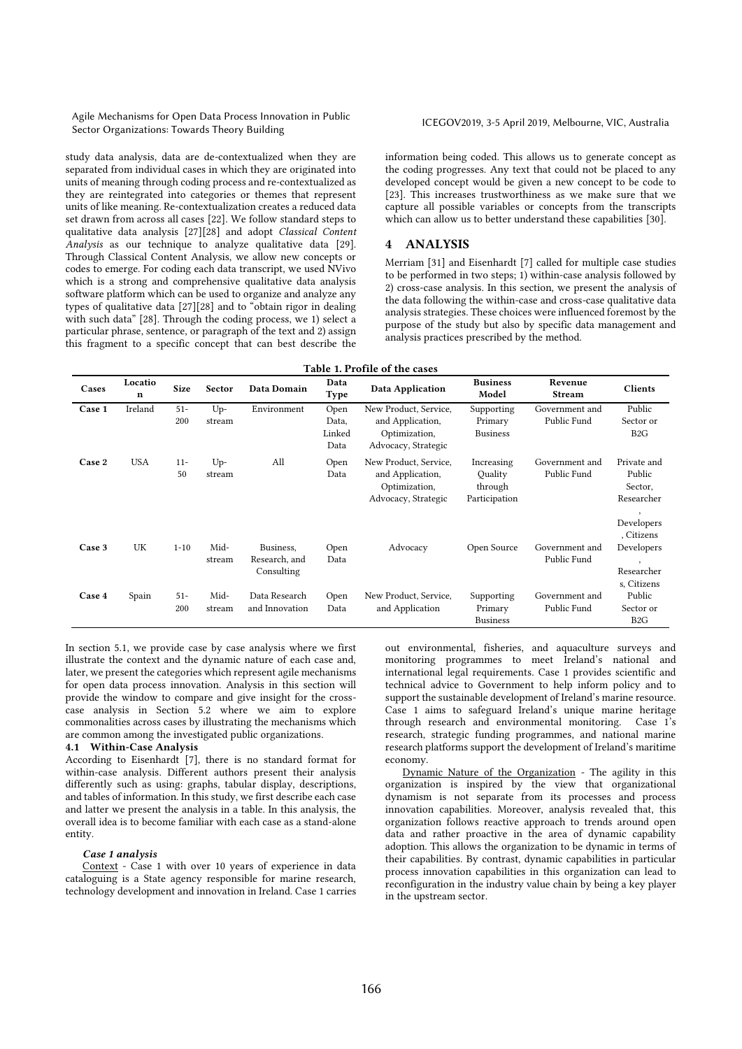study data analysis, data are de-contextualized when they are separated from individual cases in which they are originated into units of meaning through coding process and re-contextualized as they are reintegrated into categories or themes that represent units of like meaning. Re-contextualization creates a reduced data set drawn from across all cases [22]. We follow standard steps to qualitative data analysis [27][28] and adopt *Classical Content Analysis* as our technique to analyze qualitative data [29]. Through Classical Content Analysis, we allow new concepts or codes to emerge. For coding each data transcript, we used NVivo which is a strong and comprehensive qualitative data analysis software platform which can be used to organize and analyze any types of qualitative data [27][28] and to "obtain rigor in dealing with such data" [28]. Through the coding process, we 1) select a particular phrase, sentence, or paragraph of the text and 2) assign this fragment to a specific concept that can best describe the information being coded. This allows us to generate concept as the coding progresses. Any text that could not be placed to any developed concept would be given a new concept to be code to [23]. This increases trustworthiness as we make sure that we capture all possible variables or concepts from the transcripts which can allow us to better understand these capabilities [30].

# 4 ANALYSIS

Merriam [31] and Eisenhardt [7] called for multiple case studies to be performed in two steps; 1) within-case analysis followed by 2) cross-case analysis. In this section, we present the analysis of the data following the within-case and cross-case qualitative data analysis strategies. These choices were influenced foremost by the purpose of the study but also by specific data management and analysis practices prescribed by the method.

**Table 1. Profile of the cases**

| Cases | Location | Size | Sector | Data Domain | Data Type | Data Application | Business Model | Revenue Stream | Clients |
|---|---|---|---|---|---|---|---|---|---|
| **Case 1** | Ireland | 51-200 | Up-stream | Environment | Open Data, Linked Data | New Product, Service, and Application, Optimization, Advocacy, Strategic | Supporting Primary Business | Government and Public Fund | Public Sector or B2G |
| **Case 2** | USA | 11-50 | Up-stream | All | Open Data | New Product, Service, and Application, Optimization, Advocacy, Strategic | Increasing Quality through Participation | Government and Public Fund | Private and Public Sector, Researcher, Developers, Citizens |
| **Case 3** | UK | 1-10 | Mid-stream | Business, Research, and Consulting | Open Data | Advocacy | Open Source | Government and Public Fund | Developers, Researchers, Citizens |
| **Case 4** | Spain | 51-200 | Mid-stream | Data Research and Innovation | Open Data | New Product, Service, and Application | Supporting Primary Business | Government and Public Fund | Public Sector or B2G |

In section 5.1, we provide case by case analysis where we first illustrate the context and the dynamic nature of each case and, later, we present the categories which represent agile mechanisms for open data process innovation. Analysis in this section will provide the window to compare and give insight for the cross-case analysis in Section 5.2 where we aim to explore commonalities across cases by illustrating the mechanisms which are common among the investigated public organizations.

## 4.1 Within-Case Analysis

According to Eisenhardt [7], there is no standard format for within-case analysis. Different authors present their analysis differently such as using: graphs, tabular display, descriptions, and tables of information. In this study, we first describe each case and latter we present the analysis in a table. In this analysis, the overall idea is to become familiar with each case as a stand-alone entity.

***Case 1 analysis***

Context - Case 1 with over 10 years of experience in data cataloguing is a State agency responsible for marine research, technology development and innovation in Ireland. Case 1 carries out environmental, fisheries, and aquaculture surveys and monitoring programmes to meet Ireland's national and international legal requirements. Case 1 provides scientific and technical advice to Government to help inform policy and to support the sustainable development of Ireland's marine resource. Case 1 aims to safeguard Ireland's unique marine heritage through research and environmental monitoring. Case 1's research, strategic funding programmes, and national marine research platforms support the development of Ireland's maritime economy.

Dynamic Nature of the Organization - The agility in this organization is inspired by the view that organizational dynamism is not separate from its processes and process innovation capabilities. Moreover, analysis revealed that, this organization follows reactive approach to trends around open data and rather proactive in the area of dynamic capability adoption. This allows the organization to be dynamic in terms of their capabilities. By contrast, dynamic capabilities in particular process innovation capabilities in this organization can lead to reconfiguration in the industry value chain by being a key player in the upstream sector.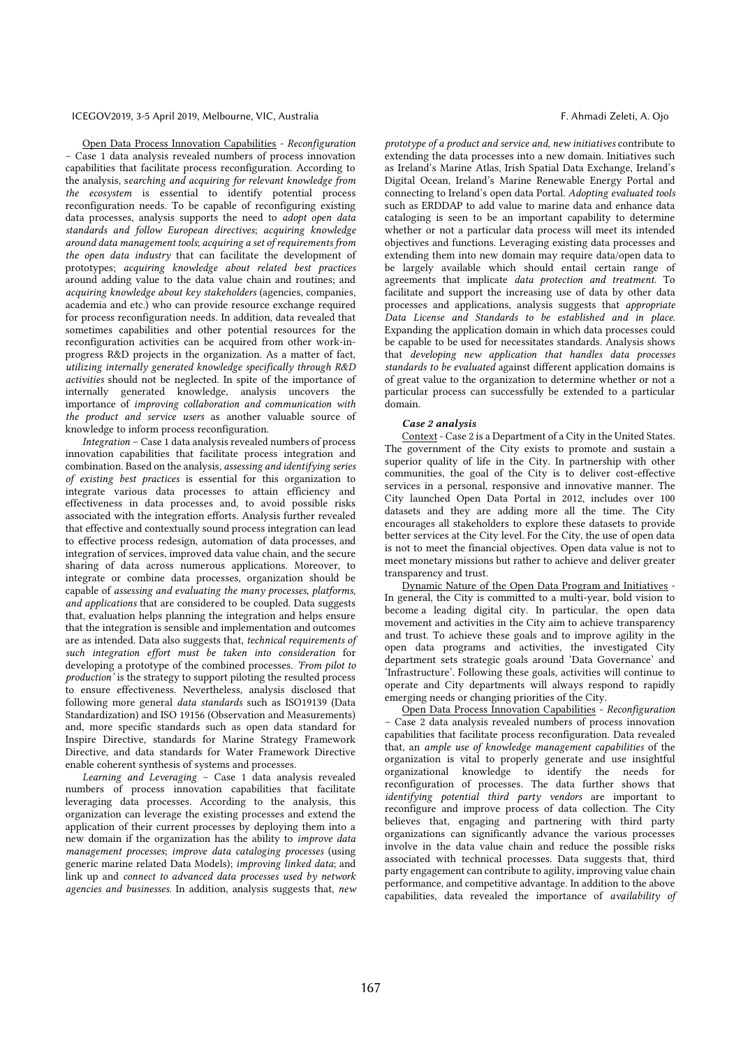Open Data Process Innovation Capabilities - *Reconfiguration* – Case 1 data analysis revealed numbers of process innovation capabilities that facilitate process reconfiguration. According to the analysis, *searching and acquiring for relevant knowledge from the ecosystem* is essential to identify potential process reconfiguration needs. To be capable of reconfiguring existing data processes, analysis supports the need to *adopt open data standards and follow European directives*; *acquiring knowledge around data management tools*; *acquiring a set of requirements from the open data industry* that can facilitate the development of prototypes; *acquiring knowledge about related best practices* around adding value to the data value chain and routines; and *acquiring knowledge about key stakeholders* (agencies, companies, academia and etc.) who can provide resource exchange required for process reconfiguration needs. In addition, data revealed that sometimes capabilities and other potential resources for the reconfiguration activities can be acquired from other work-in-progress R&D projects in the organization. As a matter of fact, *utilizing internally generated knowledge specifically through R&D activities* should not be neglected. In spite of the importance of internally generated knowledge, analysis uncovers the importance of *improving collaboration and communication with the product and service users* as another valuable source of knowledge to inform process reconfiguration.

*Integration* – Case 1 data analysis revealed numbers of process innovation capabilities that facilitate process integration and combination. Based on the analysis, *assessing and identifying series of existing best practices* is essential for this organization to integrate various data processes to attain efficiency and effectiveness in data processes and, to avoid possible risks associated with the integration efforts. Analysis further revealed that effective and contextually sound process integration can lead to effective process redesign, automation of data processes, and integration of services, improved data value chain, and the secure sharing of data across numerous applications. Moreover, to integrate or combine data processes, organization should be capable of *assessing and evaluating the many processes, platforms, and applications* that are considered to be coupled. Data suggests that, evaluation helps planning the integration and helps ensure that the integration is sensible and implementation and outcomes are as intended. Data also suggests that, *technical requirements of such integration effort must be taken into consideration* for developing a prototype of the combined processes. *'From pilot to production'* is the strategy to support piloting the resulted process to ensure effectiveness. Nevertheless, analysis disclosed that following more general *data standards* such as ISO19139 (Data Standardization) and ISO 19156 (Observation and Measurements) and, more specific standards such as open data standard for Inspire Directive, standards for Marine Strategy Framework Directive, and data standards for Water Framework Directive enable coherent synthesis of systems and processes.

*Learning and Leveraging* – Case 1 data analysis revealed numbers of process innovation capabilities that facilitate leveraging data processes. According to the analysis, this organization can leverage the existing processes and extend the application of their current processes by deploying them into a new domain if the organization has the ability to *improve data management processes*; *improve data cataloging processes* (using generic marine related Data Models); *improving linked data*; and link up and *connect to advanced data processes used by network agencies and businesses*. In addition, analysis suggests that, *new prototype of a product and service and, new initiatives* contribute to extending the data processes into a new domain. Initiatives such as Ireland's Marine Atlas, Irish Spatial Data Exchange, Ireland's Digital Ocean, Ireland's Marine Renewable Energy Portal and connecting to Ireland's open data Portal. *Adopting evaluated tools* such as ERDDAP to add value to marine data and enhance data cataloging is seen to be an important capability to determine whether or not a particular data process will meet its intended objectives and functions. Leveraging existing data processes and extending them into new domain may require data/open data to be largely available which should entail certain range of agreements that implicate *data protection and treatment*. To facilitate and support the increasing use of data by other data processes and applications, analysis suggests that *appropriate Data License and Standards to be established and in place*. Expanding the application domain in which data processes could be capable to be used for necessitates standards. Analysis shows that *developing new application that handles data processes standards to be evaluated* against different application domains is of great value to the organization to determine whether or not a particular process can successfully be extended to a particular domain.

#### *Case 2 analysis*

Context - Case 2 is a Department of a City in the United States. The government of the City exists to promote and sustain a superior quality of life in the City. In partnership with other communities, the goal of the City is to deliver cost-effective services in a personal, responsive and innovative manner. The City launched Open Data Portal in 2012, includes over 100 datasets and they are adding more all the time. The City encourages all stakeholders to explore these datasets to provide better services at the City level. For the City, the use of open data is not to meet the financial objectives. Open data value is not to meet monetary missions but rather to achieve and deliver greater transparency and trust.

Dynamic Nature of the Open Data Program and Initiatives - In general, the City is committed to a multi-year, bold vision to become a leading digital city. In particular, the open data movement and activities in the City aim to achieve transparency and trust. To achieve these goals and to improve agility in the open data programs and activities, the investigated City department sets strategic goals around 'Data Governance' and 'Infrastructure'. Following these goals, activities will continue to operate and City departments will always respond to rapidly emerging needs or changing priorities of the City.

Open Data Process Innovation Capabilities - *Reconfiguration* – Case 2 data analysis revealed numbers of process innovation capabilities that facilitate process reconfiguration. Data revealed that, an *ample use of knowledge management capabilities* of the organization is vital to properly generate and use insightful organizational knowledge to identify the needs for reconfiguration of processes. The data further shows that *identifying potential third party vendors* are important to reconfigure and improve process of data collection. The City believes that, engaging and partnering with third party organizations can significantly advance the various processes involve in the data value chain and reduce the possible risks associated with technical processes. Data suggests that, third party engagement can contribute to agility, improving value chain performance, and competitive advantage. In addition to the above capabilities, data revealed the importance of *availability of*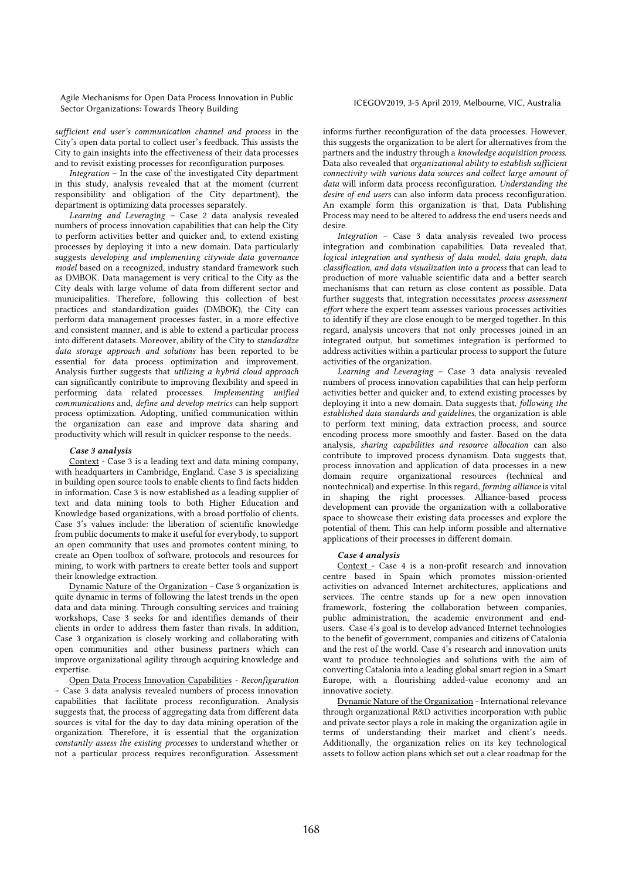*sufficient end user's communication channel and process* in the City's open data portal to collect user's feedback. This assists the City to gain insights into the effectiveness of their data processes and to revisit existing processes for reconfiguration purposes.

*Integration* – In the case of the investigated City department in this study, analysis revealed that at the moment (current responsibility and obligation of the City department), the department is optimizing data processes separately.

*Learning and Leveraging* – Case 2 data analysis revealed numbers of process innovation capabilities that can help the City to perform activities better and quicker and, to extend existing processes by deploying it into a new domain. Data particularly suggests *developing and implementing citywide data governance model* based on a recognized, industry standard framework such as DMBOK. Data management is very critical to the City as the City deals with large volume of data from different sector and municipalities. Therefore, following this collection of best practices and standardization guides (DMBOK), the City can perform data management processes faster, in a more effective and consistent manner, and is able to extend a particular process into different datasets. Moreover, ability of the City to *standardize data storage approach and solutions* has been reported to be essential for data process optimization and improvement. Analysis further suggests that *utilizing a hybrid cloud approach* can significantly contribute to improving flexibility and speed in performing data related processes. *Implementing unified communications* and, *define and develop metrics* can help support process optimization. Adopting, unified communication within the organization can ease and improve data sharing and productivity which will result in quicker response to the needs.

#### *Case 3 analysis*

Context - Case 3 is a leading text and data mining company, with headquarters in Cambridge, England. Case 3 is specializing in building open source tools to enable clients to find facts hidden in information. Case 3 is now established as a leading supplier of text and data mining tools to both Higher Education and Knowledge based organizations, with a broad portfolio of clients. Case 3's values include: the liberation of scientific knowledge from public documents to make it useful for everybody, to support an open community that uses and promotes content mining, to create an Open toolbox of software, protocols and resources for mining, to work with partners to create better tools and support their knowledge extraction.

Dynamic Nature of the Organization - Case 3 organization is quite dynamic in terms of following the latest trends in the open data and data mining. Through consulting services and training workshops, Case 3 seeks for and identifies demands of their clients in order to address them faster than rivals. In addition, Case 3 organization is closely working and collaborating with open communities and other business partners which can improve organizational agility through acquiring knowledge and expertise.

Open Data Process Innovation Capabilities - *Reconfiguration* – Case 3 data analysis revealed numbers of process innovation capabilities that facilitate process reconfiguration. Analysis suggests that, the process of aggregating data from different data sources is vital for the day to day data mining operation of the organization. Therefore, it is essential that the organization *constantly assess the existing processes* to understand whether or not a particular process requires reconfiguration. Assessment informs further reconfiguration of the data processes. However, this suggests the organization to be alert for alternatives from the partners and the industry through a *knowledge acquisition process*. Data also revealed that *organizational ability to establish sufficient connectivity with various data sources and collect large amount of data* will inform data process reconfiguration. *Understanding the desire of end users* can also inform data process reconfiguration. An example form this organization is that, Data Publishing Process may need to be altered to address the end users needs and desire.

*Integration* – Case 3 data analysis revealed two process integration and combination capabilities. Data revealed that, *logical integration and synthesis of data model, data graph, data classification, and data visualization into a process* that can lead to production of more valuable scientific data and a better search mechanisms that can return as close content as possible. Data further suggests that, integration necessitates *process assessment effort* where the expert team assesses various processes activities to identify if they are close enough to be merged together. In this regard, analysis uncovers that not only processes joined in an integrated output, but sometimes integration is performed to address activities within a particular process to support the future activities of the organization.

*Learning and Leveraging* – Case 3 data analysis revealed numbers of process innovation capabilities that can help perform activities better and quicker and, to extend existing processes by deploying it into a new domain. Data suggests that, *following the established data standards and guidelines*, the organization is able to perform text mining, data extraction process, and source encoding process more smoothly and faster. Based on the data analysis, *sharing capabilities and resource allocation* can also contribute to improved process dynamism. Data suggests that, process innovation and application of data processes in a new domain require organizational resources (technical and nontechnical) and expertise. In this regard, *forming alliance* is vital in shaping the right processes. Alliance-based process development can provide the organization with a collaborative space to showcase their existing data processes and explore the potential of them. This can help inform possible and alternative applications of their processes in different domain.

#### *Case 4 analysis*

Context - Case 4 is a non-profit research and innovation centre based in Spain which promotes mission-oriented activities on advanced Internet architectures, applications and services. The centre stands up for a new open innovation framework, fostering the collaboration between companies, public administration, the academic environment and end-users. Case 4's goal is to develop advanced Internet technologies to the benefit of government, companies and citizens of Catalonia and the rest of the world. Case 4's research and innovation units want to produce technologies and solutions with the aim of converting Catalonia into a leading global smart region in a Smart Europe, with a flourishing added-value economy and an innovative society.

Dynamic Nature of the Organization - International relevance through organizational R&D activities incorporation with public and private sector plays a role in making the organization agile in terms of understanding their market and client's needs. Additionally, the organization relies on its key technological assets to follow action plans which set out a clear roadmap for the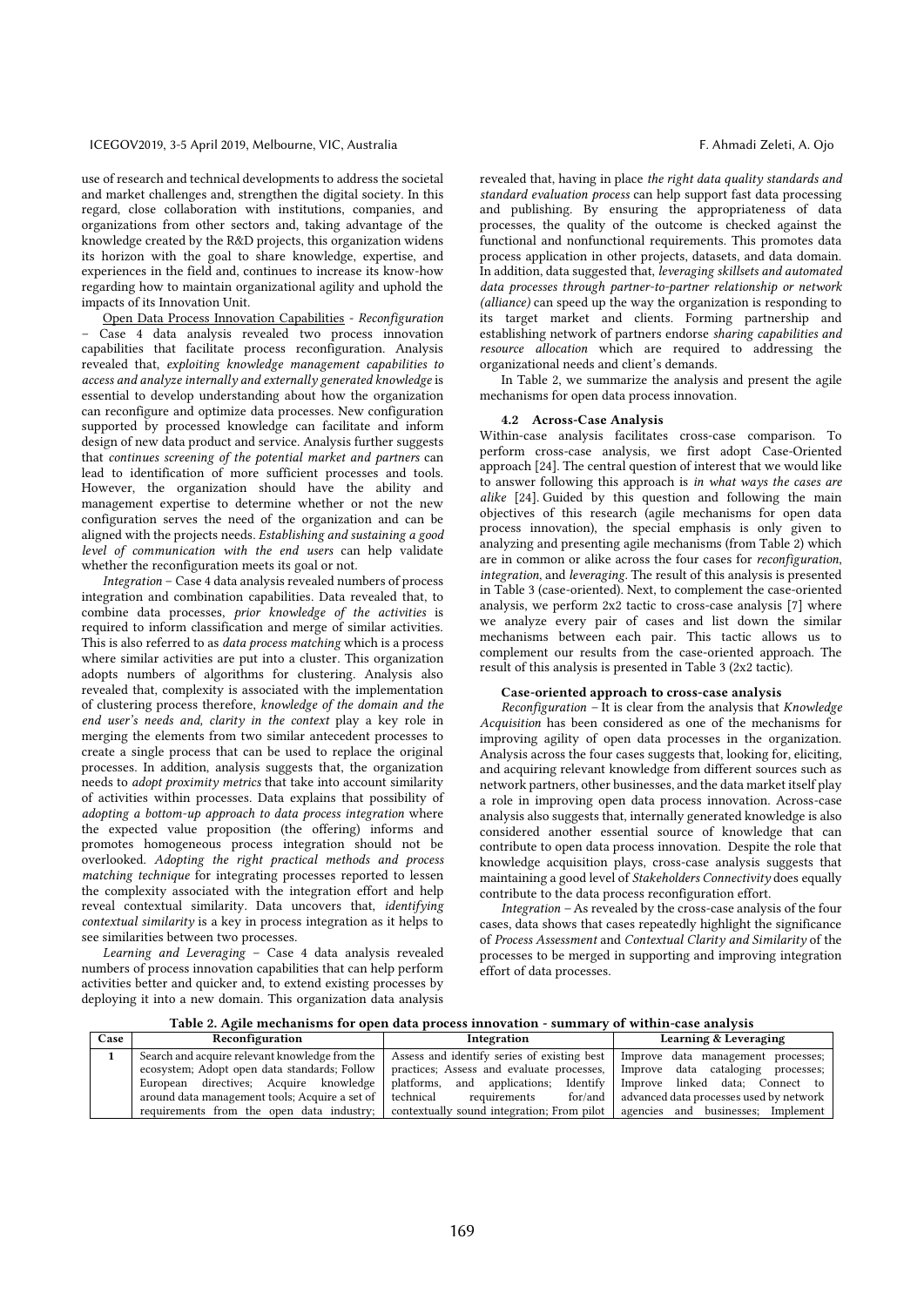use of research and technical developments to address the societal and market challenges and, strengthen the digital society. In this regard, close collaboration with institutions, companies, and organizations from other sectors and, taking advantage of the knowledge created by the R&D projects, this organization widens its horizon with the goal to share knowledge, expertise, and experiences in the field and, continues to increase its know-how regarding how to maintain organizational agility and uphold the impacts of its Innovation Unit.

Open Data Process Innovation Capabilities - *Reconfiguration* – Case 4 data analysis revealed two process innovation capabilities that facilitate process reconfiguration. Analysis revealed that, *exploiting knowledge management capabilities to access and analyze internally and externally generated knowledge* is essential to develop understanding about how the organization can reconfigure and optimize data processes. New configuration supported by processed knowledge can facilitate and inform design of new data product and service. Analysis further suggests that *continues screening of the potential market and partners* can lead to identification of more sufficient processes and tools. However, the organization should have the ability and management expertise to determine whether or not the new configuration serves the need of the organization and can be aligned with the projects needs. *Establishing and sustaining a good level of communication with the end users* can help validate whether the reconfiguration meets its goal or not.

*Integration* – Case 4 data analysis revealed numbers of process integration and combination capabilities. Data revealed that, to combine data processes, *prior knowledge of the activities* is required to inform classification and merge of similar activities. This is also referred to as *data process matching* which is a process where similar activities are put into a cluster. This organization adopts numbers of algorithms for clustering. Analysis also revealed that, complexity is associated with the implementation of clustering process therefore, *knowledge of the domain and the end user's needs and, clarity in the context* play a key role in merging the elements from two similar antecedent processes to create a single process that can be used to replace the original processes. In addition, analysis suggests that, the organization needs to *adopt proximity metrics* that take into account similarity of activities within processes. Data explains that possibility of *adopting a bottom-up approach to data process integration* where the expected value proposition (the offering) informs and promotes homogeneous process integration should not be overlooked. *Adopting the right practical methods and process matching technique* for integrating processes reported to lessen the complexity associated with the integration effort and help reveal contextual similarity. Data uncovers that, *identifying contextual similarity* is a key in process integration as it helps to see similarities between two processes.

*Learning and Leveraging* – Case 4 data analysis revealed numbers of process innovation capabilities that can help perform activities better and quicker and, to extend existing processes by deploying it into a new domain. This organization data analysis revealed that, having in place *the right data quality standards and standard evaluation process* can help support fast data processing and publishing. By ensuring the appropriateness of data processes, the quality of the outcome is checked against the functional and nonfunctional requirements. This promotes data process application in other projects, datasets, and data domain. In addition, data suggested that, *leveraging skillsets and automated data processes through partner-to-partner relationship or network (alliance)* can speed up the way the organization is responding to its target market and clients. Forming partnership and establishing network of partners endorse *sharing capabilities and resource allocation* which are required to addressing the organizational needs and client's demands.

In Table 2, we summarize the analysis and present the agile mechanisms for open data process innovation.

### 4.2 Across-Case Analysis

Within-case analysis facilitates cross-case comparison. To perform cross-case analysis, we first adopt Case-Oriented approach [24]. The central question of interest that we would like to answer following this approach is *in what ways the cases are alike* [24]. Guided by this question and following the main objectives of this research (agile mechanisms for open data process innovation), the special emphasis is only given to analyzing and presenting agile mechanisms (from Table 2) which are in common or alike across the four cases for *reconfiguration*, *integration*, and *leveraging*. The result of this analysis is presented in Table 3 (case-oriented). Next, to complement the case-oriented analysis, we perform 2x2 tactic to cross-case analysis [7] where we analyze every pair of cases and list down the similar mechanisms between each pair. This tactic allows us to complement our results from the case-oriented approach. The result of this analysis is presented in Table 3 (2x2 tactic).

**Case-oriented approach to cross-case analysis**

*Reconfiguration* – It is clear from the analysis that *Knowledge Acquisition* has been considered as one of the mechanisms for improving agility of open data processes in the organization. Analysis across the four cases suggests that, looking for, eliciting, and acquiring relevant knowledge from different sources such as network partners, other businesses, and the data market itself play a role in improving open data process innovation. Across-case analysis also suggests that, internally generated knowledge is also considered another essential source of knowledge that can contribute to open data process innovation. Despite the role that knowledge acquisition plays, cross-case analysis suggests that maintaining a good level of *Stakeholders Connectivity* does equally contribute to the data process reconfiguration effort.

*Integration* – As revealed by the cross-case analysis of the four cases, data shows that cases repeatedly highlight the significance of *Process Assessment* and *Contextual Clarity and Similarity* of the processes to be merged in supporting and improving integration effort of data processes.

**Table 2. Agile mechanisms for open data process innovation - summary of within-case analysis**

| Case | Reconfiguration | Integration | Learning & Leveraging |
|---|---|---|---|
| 1 | Search and acquire relevant knowledge from the ecosystem; Adopt open data standards; Follow European directives; Acquire knowledge around data management tools; Acquire a set of requirements from the open data industry; | Assess and identify series of existing best practices; Assess and evaluate processes, platforms, and applications; Identify technical requirements for/and contextually sound integration; From pilot | Improve data management processes; Improve data cataloging processes; Improve linked data; Connect to advanced data processes used by network agencies and businesses; Implement |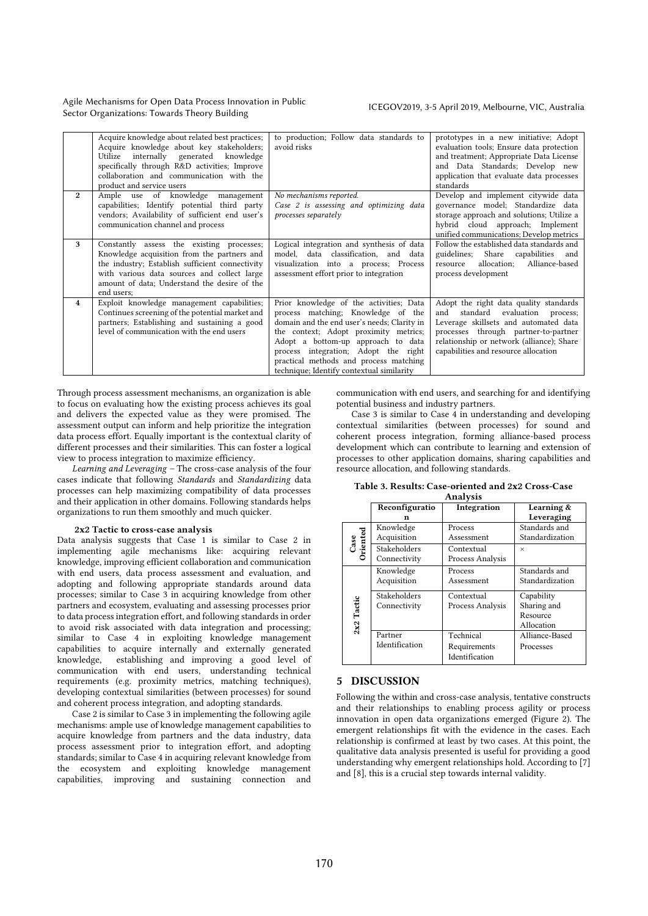| | | | |
|---|---|---|---|
| | Acquire knowledge about related best practices; Acquire knowledge about key stakeholders; Utilize internally generated knowledge specifically through R&D activities; Improve collaboration and communication with the product and service users | to production; Follow data standards to avoid risks | prototypes in a new initiative; Adopt evaluation tools; Ensure data protection and treatment; Appropriate Data License and Data Standards; Develop new application that evaluate data processes standards |
| **2** | Ample use of knowledge management capabilities; Identify potential third party vendors; Availability of sufficient end user's communication channel and process | *No mechanisms reported. Case 2 is assessing and optimizing data processes separately* | Develop and implement citywide data governance model; Standardize data storage approach and solutions; Utilize a hybrid cloud approach; Implement unified communications; Develop metrics |
| **3** | Constantly assess the existing processes; Knowledge acquisition from the partners and the industry; Establish sufficient connectivity with various data sources and collect large amount of data; Understand the desire of the end users; | Logical integration and synthesis of data model, data classification, and data visualization into a process; Process assessment effort prior to integration | Follow the established data standards and guidelines; Share capabilities and resource allocation; Alliance-based process development |
| **4** | Exploit knowledge management capabilities; Continues screening of the potential market and partners; Establishing and sustaining a good level of communication with the end users | Prior knowledge of the activities; Data process matching; Knowledge of the domain and the end user's needs; Clarity in the context; Adopt proximity metrics; Adopt a bottom-up approach to data process integration; Adopt the right practical methods and process matching technique; Identify contextual similarity | Adopt the right data quality standards and standard evaluation process; Leverage skillsets and automated data processes through partner-to-partner relationship or network (alliance); Share capabilities and resource allocation |

Through process assessment mechanisms, an organization is able to focus on evaluating how the existing process achieves its goal and delivers the expected value as they were promised. The assessment output can inform and help prioritize the integration data process effort. Equally important is the contextual clarity of different processes and their similarities. This can foster a logical view to process integration to maximize efficiency.

*Learning and Leveraging* – The cross-case analysis of the four cases indicate that following *Standards* and *Standardizing* data processes can help maximizing compatibility of data processes and their application in other domains. Following standards helps organizations to run them smoothly and much quicker.

#### 2x2 Tactic to cross-case analysis

Data analysis suggests that Case 1 is similar to Case 2 in implementing agile mechanisms like: acquiring relevant knowledge, improving efficient collaboration and communication with end users, data process assessment and evaluation, and adopting and following appropriate standards around data processes; similar to Case 3 in acquiring knowledge from other partners and ecosystem, evaluating and assessing processes prior to data process integration effort, and following standards in order to avoid risk associated with data integration and processing; similar to Case 4 in exploiting knowledge management capabilities to acquire internally and externally generated knowledge, establishing and improving a good level of communication with end users, understanding technical requirements (e.g. proximity metrics, matching techniques), developing contextual similarities (between processes) for sound and coherent process integration, and adopting standards.

Case 2 is similar to Case 3 in implementing the following agile mechanisms: ample use of knowledge management capabilities to acquire knowledge from partners and the data industry, data process assessment prior to integration effort, and adopting standards; similar to Case 4 in acquiring relevant knowledge from the ecosystem and exploiting knowledge management capabilities, improving and sustaining connection and communication with end users, and searching for and identifying potential business and industry partners.

Case 3 is similar to Case 4 in understanding and developing contextual similarities (between processes) for sound and coherent process integration, forming alliance-based process development which can contribute to learning and extension of processes to other application domains, sharing capabilities and resource allocation, and following standards.

**Table 3. Results: Case-oriented and 2x2 Cross-Case Analysis**

| | Reconfiguration | Integration | Learning & Leveraging |
|---|---|---|---|
| **Case Oriented** | Knowledge Acquisition | Process Assessment | Standards and Standardization |
| | Stakeholders Connectivity | Contextual Process Analysis | × |
| **2x2 Tactic** | Knowledge Acquisition | Process Assessment | Standards and Standardization |
| | Stakeholders Connectivity | Contextual Process Analysis | Capability Sharing and Resource Allocation |
| | Partner Identification | Technical Requirements Identification | Alliance-Based Processes |

## 5 DISCUSSION

Following the within and cross-case analysis, tentative constructs and their relationships to enabling process agility or process innovation in open data organizations emerged (Figure 2). The emergent relationships fit with the evidence in the cases. Each relationship is confirmed at least by two cases. At this point, the qualitative data analysis presented is useful for providing a good understanding why emergent relationships hold. According to [7] and [8], this is a crucial step towards internal validity.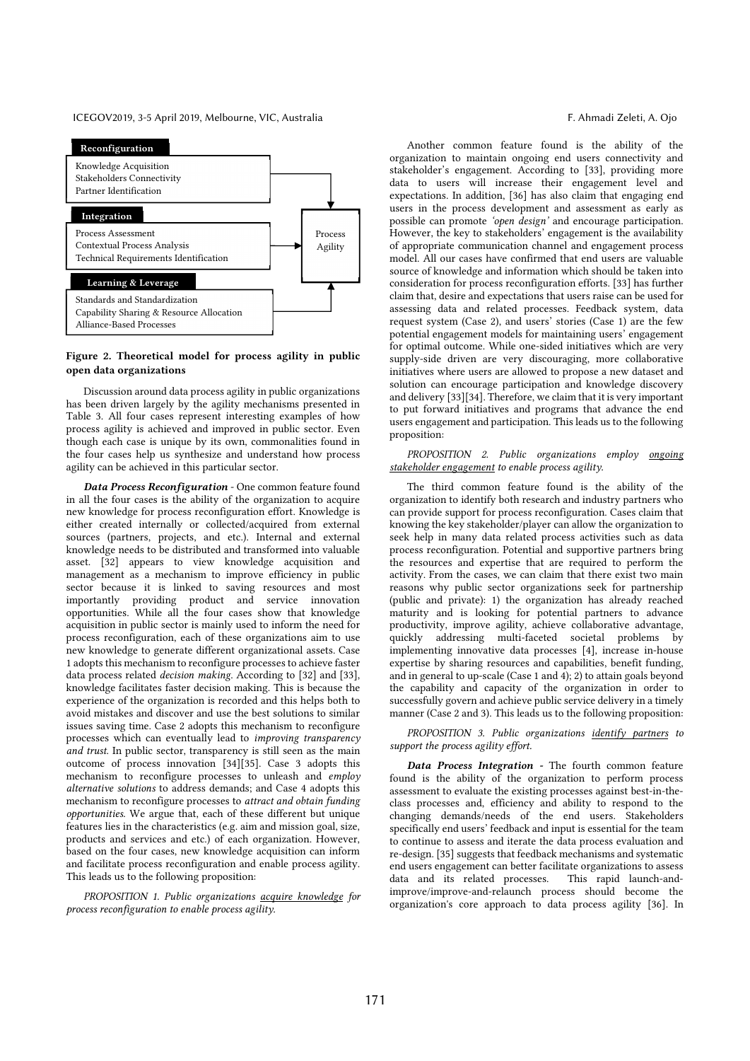**Reconfiguration**

Knowledge Acquisition
Stakeholders Connectivity
Partner Identification

**Integration**

Process Assessment
Contextual Process Analysis
Technical Requirements Identification

**Learning & Leverage**

Standards and Standardization
Capability Sharing & Resource Allocation
Alliance-Based Processes

Process Agility

**Figure 2. Theoretical model for process agility in public open data organizations**

Discussion around data process agility in public organizations has been driven largely by the agility mechanisms presented in Table 3. All four cases represent interesting examples of how process agility is achieved and improved in public sector. Even though each case is unique by its own, commonalities found in the four cases help us synthesize and understand how process agility can be achieved in this particular sector.

***Data Process Reconfiguration*** - One common feature found in all the four cases is the ability of the organization to acquire new knowledge for process reconfiguration effort. Knowledge is either created internally or collected/acquired from external sources (partners, projects, and etc.). Internal and external knowledge needs to be distributed and transformed into valuable asset. [32] appears to view knowledge acquisition and management as a mechanism to improve efficiency in public sector because it is linked to saving resources and most importantly providing product and service innovation opportunities. While all the four cases show that knowledge acquisition in public sector is mainly used to inform the need for process reconfiguration, each of these organizations aim to use new knowledge to generate different organizational assets. Case 1 adopts this mechanism to reconfigure processes to achieve faster data process related *decision making*. According to [32] and [33], knowledge facilitates faster decision making. This is because the experience of the organization is recorded and this helps both to avoid mistakes and discover and use the best solutions to similar issues saving time. Case 2 adopts this mechanism to reconfigure processes which can eventually lead to *improving transparency and trust*. In public sector, transparency is still seen as the main outcome of process innovation [34][35]. Case 3 adopts this mechanism to reconfigure processes to unleash and *employ alternative solutions* to address demands; and Case 4 adopts this mechanism to reconfigure processes to *attract and obtain funding opportunities*. We argue that, each of these different but unique features lies in the characteristics (e.g. aim and mission goal, size, products and services and etc.) of each organization. However, based on the four cases, new knowledge acquisition can inform and facilitate process reconfiguration and enable process agility. This leads us to the following proposition:

*PROPOSITION 1. Public organizations <u>acquire knowledge</u> for process reconfiguration to enable process agility.*

Another common feature found is the ability of the organization to maintain ongoing end users connectivity and stakeholder's engagement. According to [33], providing more data to users will increase their engagement level and expectations. In addition, [36] has also claim that engaging end users in the process development and assessment as early as possible can promote *'open design'* and encourage participation. However, the key to stakeholders' engagement is the availability of appropriate communication channel and engagement process model. All our cases have confirmed that end users are valuable source of knowledge and information which should be taken into consideration for process reconfiguration efforts. [33] has further claim that, desire and expectations that users raise can be used for assessing data and related processes. Feedback system, data request system (Case 2), and users' stories (Case 1) are the few potential engagement models for maintaining users' engagement for optimal outcome. While one-sided initiatives which are very supply-side driven are very discouraging, more collaborative initiatives where users are allowed to propose a new dataset and solution can encourage participation and knowledge discovery and delivery [33][34]. Therefore, we claim that it is very important to put forward initiatives and programs that advance the end users engagement and participation. This leads us to the following proposition:

*PROPOSITION 2. Public organizations employ <u>ongoing stakeholder engagement</u> to enable process agility.*

The third common feature found is the ability of the organization to identify both research and industry partners who can provide support for process reconfiguration. Cases claim that knowing the key stakeholder/player can allow the organization to seek help in many data related process activities such as data process reconfiguration. Potential and supportive partners bring the resources and expertise that are required to perform the activity. From the cases, we can claim that there exist two main reasons why public sector organizations seek for partnership (public and private): 1) the organization has already reached maturity and is looking for potential partners to advance productivity, improve agility, achieve collaborative advantage, quickly addressing multi-faceted societal problems by implementing innovative data processes [4], increase in-house expertise by sharing resources and capabilities, benefit funding, and in general to up-scale (Case 1 and 4); 2) to attain goals beyond the capability and capacity of the organization in order to successfully govern and achieve public service delivery in a timely manner (Case 2 and 3). This leads us to the following proposition:

*PROPOSITION 3. Public organizations <u>identify partners</u> to support the process agility effort.*

***Data Process Integration*** - The fourth common feature found is the ability of the organization to perform process assessment to evaluate the existing processes against best-in-the-class processes and, efficiency and ability to respond to the changing demands/needs of the end users. Stakeholders specifically end users' feedback and input is essential for the team to continue to assess and iterate the data process evaluation and re-design. [35] suggests that feedback mechanisms and systematic end users engagement can better facilitate organizations to assess data and its related processes. This rapid launch-and-improve/improve-and-relaunch process should become the organization's core approach to data process agility [36]. In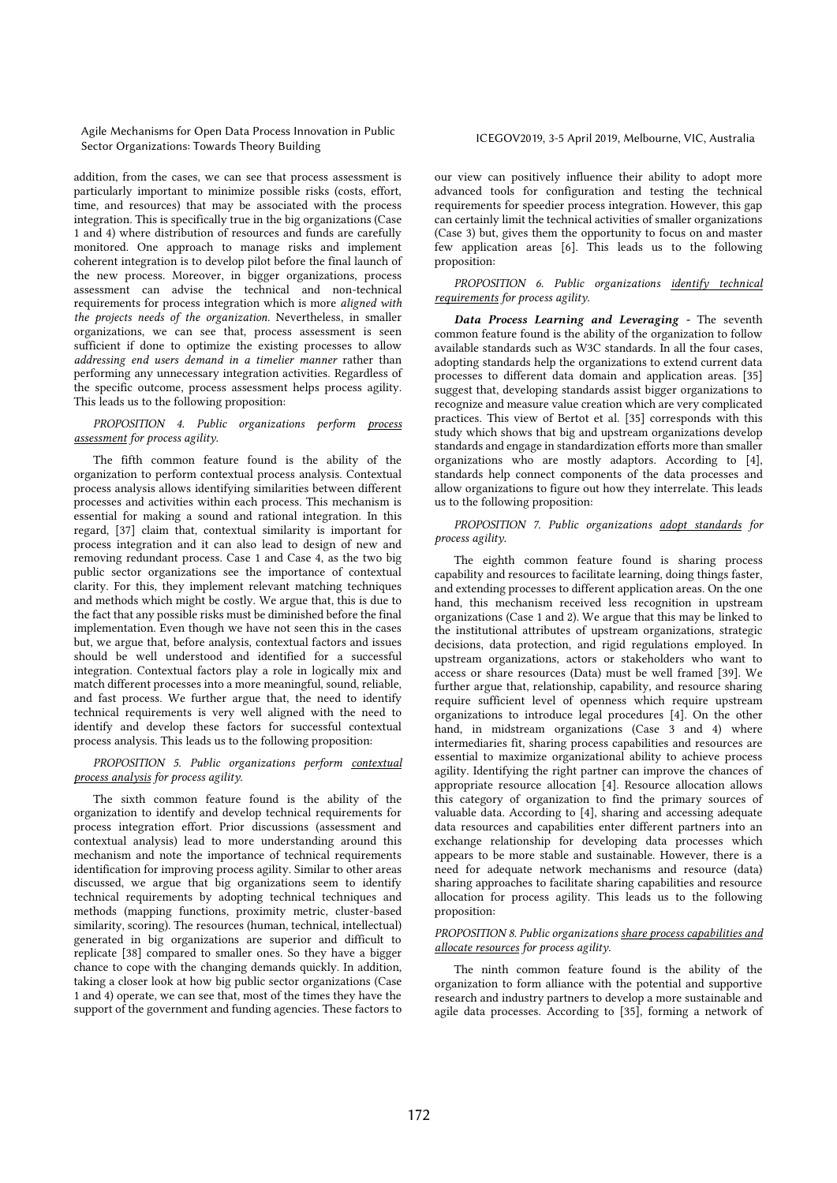addition, from the cases, we can see that process assessment is particularly important to minimize possible risks (costs, effort, time, and resources) that may be associated with the process integration. This is specifically true in the big organizations (Case 1 and 4) where distribution of resources and funds are carefully monitored. One approach to manage risks and implement coherent integration is to develop pilot before the final launch of the new process. Moreover, in bigger organizations, process assessment can advise the technical and non-technical requirements for process integration which is more *aligned with the projects needs of the organization*. Nevertheless, in smaller organizations, we can see that, process assessment is seen sufficient if done to optimize the existing processes to allow *addressing end users demand in a timelier manner* rather than performing any unnecessary integration activities. Regardless of the specific outcome, process assessment helps process agility. This leads us to the following proposition:

*PROPOSITION 4. Public organizations perform <u>process assessment</u> for process agility.*

The fifth common feature found is the ability of the organization to perform contextual process analysis. Contextual process analysis allows identifying similarities between different processes and activities within each process. This mechanism is essential for making a sound and rational integration. In this regard, [37] claim that, contextual similarity is important for process integration and it can also lead to design of new and removing redundant process. Case 1 and Case 4, as the two big public sector organizations see the importance of contextual clarity. For this, they implement relevant matching techniques and methods which might be costly. We argue that, this is due to the fact that any possible risks must be diminished before the final implementation. Even though we have not seen this in the cases but, we argue that, before analysis, contextual factors and issues should be well understood and identified for a successful integration. Contextual factors play a role in logically mix and match different processes into a more meaningful, sound, reliable, and fast process. We further argue that, the need to identify technical requirements is very well aligned with the need to identify and develop these factors for successful contextual process analysis. This leads us to the following proposition:

*PROPOSITION 5. Public organizations perform <u>contextual process analysis</u> for process agility.*

The sixth common feature found is the ability of the organization to identify and develop technical requirements for process integration effort. Prior discussions (assessment and contextual analysis) lead to more understanding around this mechanism and note the importance of technical requirements identification for improving process agility. Similar to other areas discussed, we argue that big organizations seem to identify technical requirements by adopting technical techniques and methods (mapping functions, proximity metric, cluster-based similarity, scoring). The resources (human, technical, intellectual) generated in big organizations are superior and difficult to replicate [38] compared to smaller ones. So they have a bigger chance to cope with the changing demands quickly. In addition, taking a closer look at how big public sector organizations (Case 1 and 4) operate, we can see that, most of the times they have the support of the government and funding agencies. These factors to our view can positively influence their ability to adopt more advanced tools for configuration and testing the technical requirements for speedier process integration. However, this gap can certainly limit the technical activities of smaller organizations (Case 3) but, gives them the opportunity to focus on and master few application areas [6]. This leads us to the following proposition:

*PROPOSITION 6. Public organizations <u>identify technical requirements</u> for process agility.*

***Data Process Learning and Leveraging*** - The seventh common feature found is the ability of the organization to follow available standards such as W3C standards. In all the four cases, adopting standards help the organizations to extend current data processes to different data domain and application areas. [35] suggest that, developing standards assist bigger organizations to recognize and measure value creation which are very complicated practices. This view of Bertot et al. [35] corresponds with this study which shows that big and upstream organizations develop standards and engage in standardization efforts more than smaller organizations who are mostly adaptors. According to [4], standards help connect components of the data processes and allow organizations to figure out how they interrelate. This leads us to the following proposition:

*PROPOSITION 7. Public organizations <u>adopt standards</u> for process agility.*

The eighth common feature found is sharing process capability and resources to facilitate learning, doing things faster, and extending processes to different application areas. On the one hand, this mechanism received less recognition in upstream organizations (Case 1 and 2). We argue that this may be linked to the institutional attributes of upstream organizations, strategic decisions, data protection, and rigid regulations employed. In upstream organizations, actors or stakeholders who want to access or share resources (Data) must be well framed [39]. We further argue that, relationship, capability, and resource sharing require sufficient level of openness which require upstream organizations to introduce legal procedures [4]. On the other hand, in midstream organizations (Case 3 and 4) where intermediaries fit, sharing process capabilities and resources are essential to maximize organizational ability to achieve process agility. Identifying the right partner can improve the chances of appropriate resource allocation [4]. Resource allocation allows this category of organization to find the primary sources of valuable data. According to [4], sharing and accessing adequate data resources and capabilities enter different partners into an exchange relationship for developing data processes which appears to be more stable and sustainable. However, there is a need for adequate network mechanisms and resource (data) sharing approaches to facilitate sharing capabilities and resource allocation for process agility. This leads us to the following proposition:

*PROPOSITION 8. Public organizations <u>share process capabilities and allocate resources</u> for process agility.*

The ninth common feature found is the ability of the organization to form alliance with the potential and supportive research and industry partners to develop a more sustainable and agile data processes. According to [35], forming a network of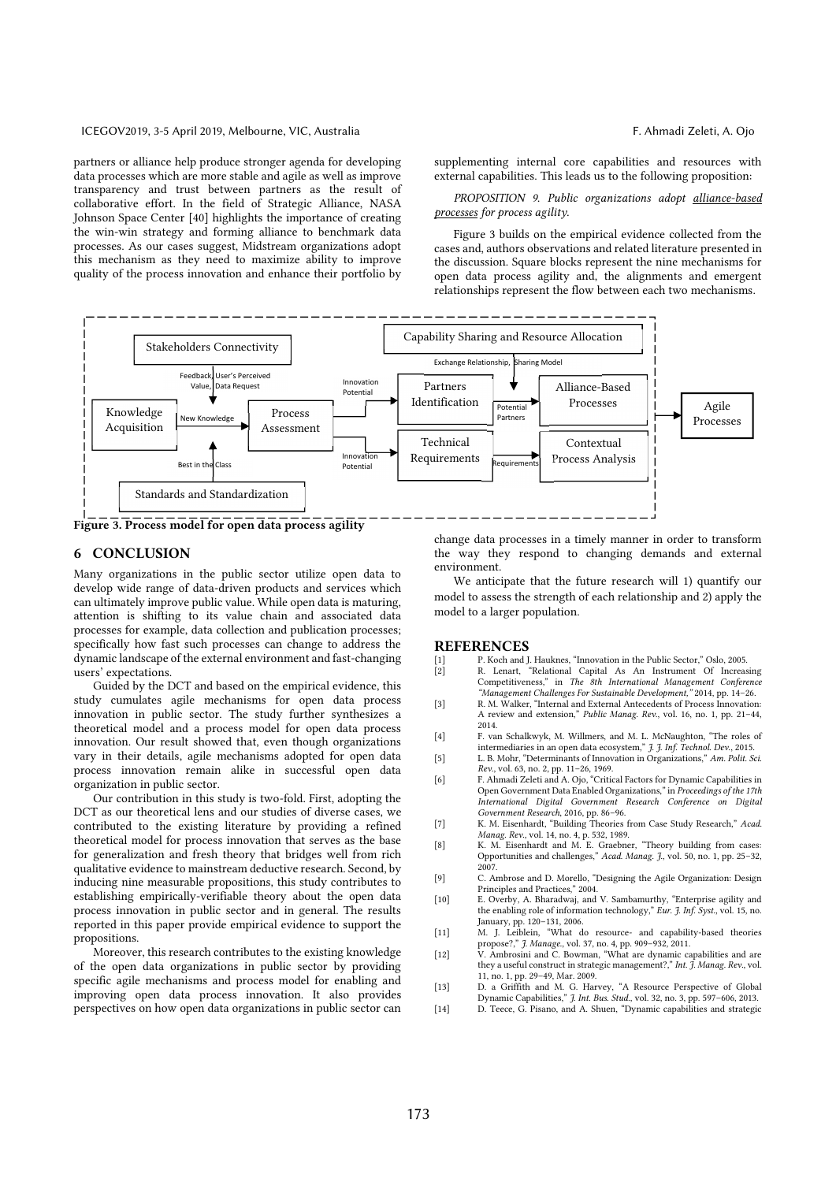partners or alliance help produce stronger agenda for developing data processes which are more stable and agile as well as improve transparency and trust between partners as the result of collaborative effort. In the field of Strategic Alliance, NASA Johnson Space Center [40] highlights the importance of creating the win-win strategy and forming alliance to benchmark data processes. As our cases suggest, Midstream organizations adopt this mechanism as they need to maximize ability to improve quality of the process innovation and enhance their portfolio by supplementing internal core capabilities and resources with external capabilities. This leads us to the following proposition:

*PROPOSITION 9. Public organizations adopt alliance-based processes for process agility.*

Figure 3 builds on the empirical evidence collected from the cases and, authors observations and related literature presented in the discussion. Square blocks represent the nine mechanisms for open data process agility and, the alignments and emergent relationships represent the flow between each two mechanisms.

Stakeholders Connectivity
Capability Sharing and Resource Allocation
Feedback, User's Perceived Value, Data Request
Innovation Potential
Exchange Relationship, Sharing Model
Knowledge Acquisition
New Knowledge
Process Assessment
Partners Identification
Potential Partners
Alliance-Based Processes
Agile Processes
Technical Requirements
Requirements
Contextual Process Analysis
Innovation Potential
Best in the Class
Standards and Standardization

**Figure 3. Process model for open data process agility**

## 6 CONCLUSION

Many organizations in the public sector utilize open data to develop wide range of data-driven products and services which can ultimately improve public value. While open data is maturing, attention is shifting to its value chain and associated data processes for example, data collection and publication processes; specifically how fast such processes can change to address the dynamic landscape of the external environment and fast-changing users' expectations.

Guided by the DCT and based on the empirical evidence, this study cumulates agile mechanisms for open data process innovation in public sector. The study further synthesizes a theoretical model and a process model for open data process innovation. Our result showed that, even though organizations vary in their details, agile mechanisms adopted for open data process innovation remain alike in successful open data organization in public sector.

Our contribution in this study is two-fold. First, adopting the DCT as our theoretical lens and our studies of diverse cases, we contributed to the existing literature by providing a refined theoretical model for process innovation that serves as the base for generalization and fresh theory that bridges well from rich qualitative evidence to mainstream deductive research. Second, by inducing nine measurable propositions, this study contributes to establishing empirically-verifiable theory about the open data process innovation in public sector and in general. The results reported in this paper provide empirical evidence to support the propositions.

Moreover, this research contributes to the existing knowledge of the open data organizations in public sector by providing specific agile mechanisms and process model for enabling and improving open data process innovation. It also provides perspectives on how open data organizations in public sector can change data processes in a timely manner in order to transform the way they respond to changing demands and external environment.

We anticipate that the future research will 1) quantify our model to assess the strength of each relationship and 2) apply the model to a larger population.

## REFERENCES

[1] P. Koch and J. Hauknes, "Innovation in the Public Sector," Oslo, 2005.

[2] R. Lenart, "Relational Capital As An Instrument Of Increasing Competitiveness," in *The 8th International Management Conference "Management Challenges For Sustainable Development,"* 2014, pp. 14–26.

[3] R. M. Walker, "Internal and External Antecedents of Process Innovation: A review and extension," *Public Manag. Rev.*, vol. 16, no. 1, pp. 21–44, 2014.

[4] F. van Schalkwyk, M. Willmers, and M. L. McNaughton, "The roles of intermediaries in an open data ecosystem," *J. J. Inf. Technol. Dev.*, 2015.

[5] L. B. Mohr, "Determinants of Innovation in Organizations," *Am. Polit. Sci. Rev.*, vol. 63, no. 2, pp. 11–26, 1969.

[6] F. Ahmadi Zeleti and A. Ojo, "Critical Factors for Dynamic Capabilities in Open Government Data Enabled Organizations," in *Proceedings of the 17th International Digital Government Research Conference on Digital Government Research*, 2016, pp. 86–96.

[7] K. M. Eisenhardt, "Building Theories from Case Study Research," *Acad. Manag. Rev.*, vol. 14, no. 4, p. 532, 1989.

[8] K. M. Eisenhardt and M. E. Graebner, "Theory building from cases: Opportunities and challenges," *Acad. Manag. J.*, vol. 50, no. 1, pp. 25–32, 2007.

[9] C. Ambrose and D. Morello, "Designing the Agile Organization: Design Principles and Practices," 2004.

[10] E. Overby, A. Bharadwaj, and V. Sambamurthy, "Enterprise agility and the enabling role of information technology," *Eur. J. Inf. Syst.*, vol. 15, no. January, pp. 120–131, 2006.

[11] M. J. Leiblein, "What do resource- and capability-based theories propose?," *J. Manage.*, vol. 37, no. 4, pp. 909–932, 2011.

[12] V. Ambrosini and C. Bowman, "What are dynamic capabilities and are they a useful construct in strategic management?," *Int. J. Manag. Rev.*, vol. 11, no. 1, pp. 29–49, Mar. 2009.

[13] D. a Griffith and M. G. Harvey, "A Resource Perspective of Global Dynamic Capabilities," *J. Int. Bus. Stud.*, vol. 32, no. 3, pp. 597–606, 2013.

[14] D. Teece, G. Pisano, and A. Shuen, "Dynamic capabilities and strategic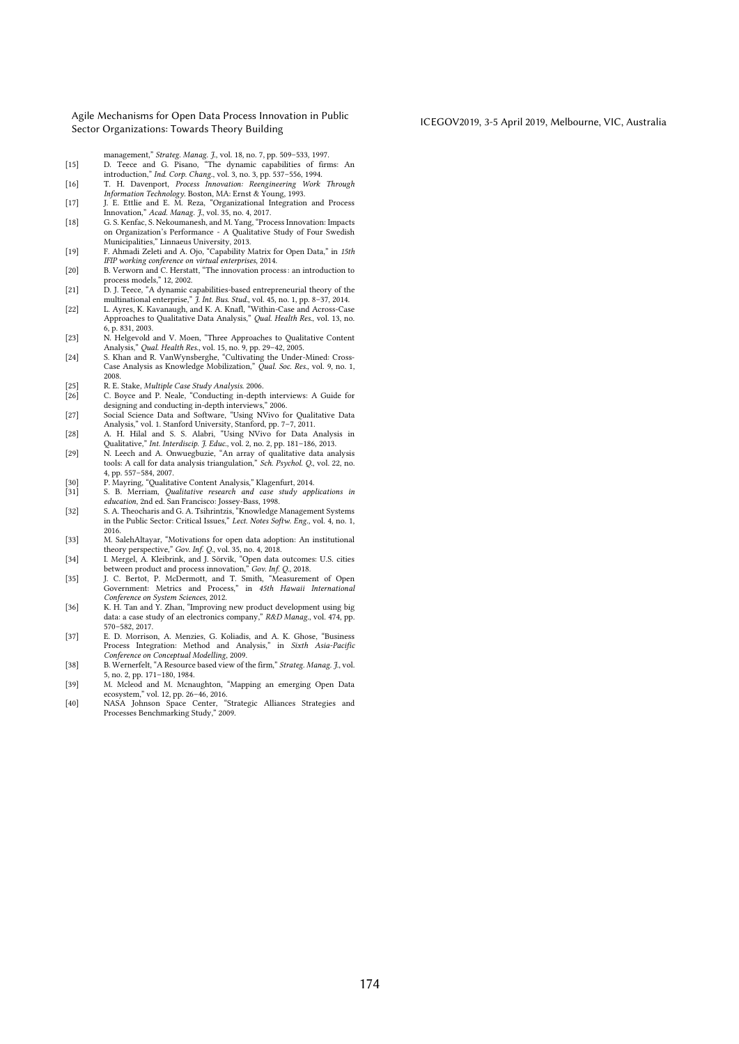management," *Strateg. Manag. J.*, vol. 18, no. 7, pp. 509–533, 1997.

[15] D. Teece and G. Pisano, "The dynamic capabilities of firms: An introduction," *Ind. Corp. Chang.*, vol. 3, no. 3, pp. 537–556, 1994.

[16] T. H. Davenport, *Process Innovation: Reengineering Work Through Information Technology*. Boston, MA: Ernst & Young, 1993.

[17] J. E. Ettlie and E. M. Reza, "Organizational Integration and Process Innovation," *Acad. Manag. J.*, vol. 35, no. 4, 2017.

[18] G. S. Kenfac, S. Nekoumanesh, and M. Yang, "Process Innovation: Impacts on Organization's Performance - A Qualitative Study of Four Swedish Municipalities," Linnaeus University, 2013.

[19] F. Ahmadi Zeleti and A. Ojo, "Capability Matrix for Open Data," in *15th IFIP working conference on virtual enterprises*, 2014.

[20] B. Verworn and C. Herstatt, "The innovation process : an introduction to process models," 12, 2002.

[21] D. J. Teece, "A dynamic capabilities-based entrepreneurial theory of the multinational enterprise," *J. Int. Bus. Stud.*, vol. 45, no. 1, pp. 8–37, 2014.

[22] L. Ayres, K. Kavanaugh, and K. A. Knafl, "Within-Case and Across-Case Approaches to Qualitative Data Analysis," *Qual. Health Res.*, vol. 13, no. 6, p. 831, 2003.

[23] N. Helgevold and V. Moen, "Three Approaches to Qualitative Content Analysis," *Qual. Health Res.*, vol. 15, no. 9, pp. 29–42, 2005.

[24] S. Khan and R. VanWynsberghe, "Cultivating the Under-Mined: Cross-Case Analysis as Knowledge Mobilization," *Qual. Soc. Res.*, vol. 9, no. 1, 2008.

[25] R. E. Stake, *Multiple Case Study Analysis*. 2006.

[26] C. Boyce and P. Neale, "Conducting in-depth interviews: A Guide for designing and conducting in-depth interviews," 2006.

[27] Social Science Data and Software, "Using NVivo for Qualitative Data Analysis," vol. 1. Stanford University, Stanford, pp. 7–7, 2011.

[28] A. H. Hilal and S. S. Alabri, "Using NVivo for Data Analysis in Qualitative," *Int. Interdiscip. J. Educ.*, vol. 2, no. 2, pp. 181–186, 2013.

[29] N. Leech and A. Onwuegbuzie, "An array of qualitative data analysis tools: A call for data analysis triangulation," *Sch. Psychol. Q.*, vol. 22, no. 4, pp. 557–584, 2007.

[30] P. Mayring, "Qualitative Content Analysis," Klagenfurt, 2014.

[31] S. B. Merriam, *Qualitative research and case study applications in education*, 2nd ed. San Francisco: Jossey-Bass, 1998.

[32] S. A. Theocharis and G. A. Tsihrintzis, "Knowledge Management Systems in the Public Sector: Critical Issues," *Lect. Notes Softw. Eng.*, vol. 4, no. 1, 2016.

[33] M. SalehAltayar, "Motivations for open data adoption: An institutional theory perspective," *Gov. Inf. Q.*, vol. 35, no. 4, 2018.

[34] I. Mergel, A. Kleibrink, and J. Sörvik, "Open data outcomes: U.S. cities between product and process innovation," *Gov. Inf. Q.*, 2018.

[35] J. C. Bertot, P. McDermott, and T. Smith, "Measurement of Open Government: Metrics and Process," in *45th Hawaii International Conference on System Sciences*, 2012.

[36] K. H. Tan and Y. Zhan, "Improving new product development using big data: a case study of an electronics company," *R&D Manag.*, vol. 474, pp. 570–582, 2017.

[37] E. D. Morrison, A. Menzies, G. Koliadis, and A. K. Ghose, "Business Process Integration: Method and Analysis," in *Sixth Asia-Pacific Conference on Conceptual Modelling*, 2009.

[38] B. Wernerfelt, "A Resource based view of the firm," *Strateg. Manag. J.*, vol. 5, no. 2, pp. 171–180, 1984.

[39] M. Mcleod and M. Mcnaughton, "Mapping an emerging Open Data ecosystem," vol. 12, pp. 26–46, 2016.

[40] NASA Johnson Space Center, "Strategic Alliances Strategies and Processes Benchmarking Study," 2009.